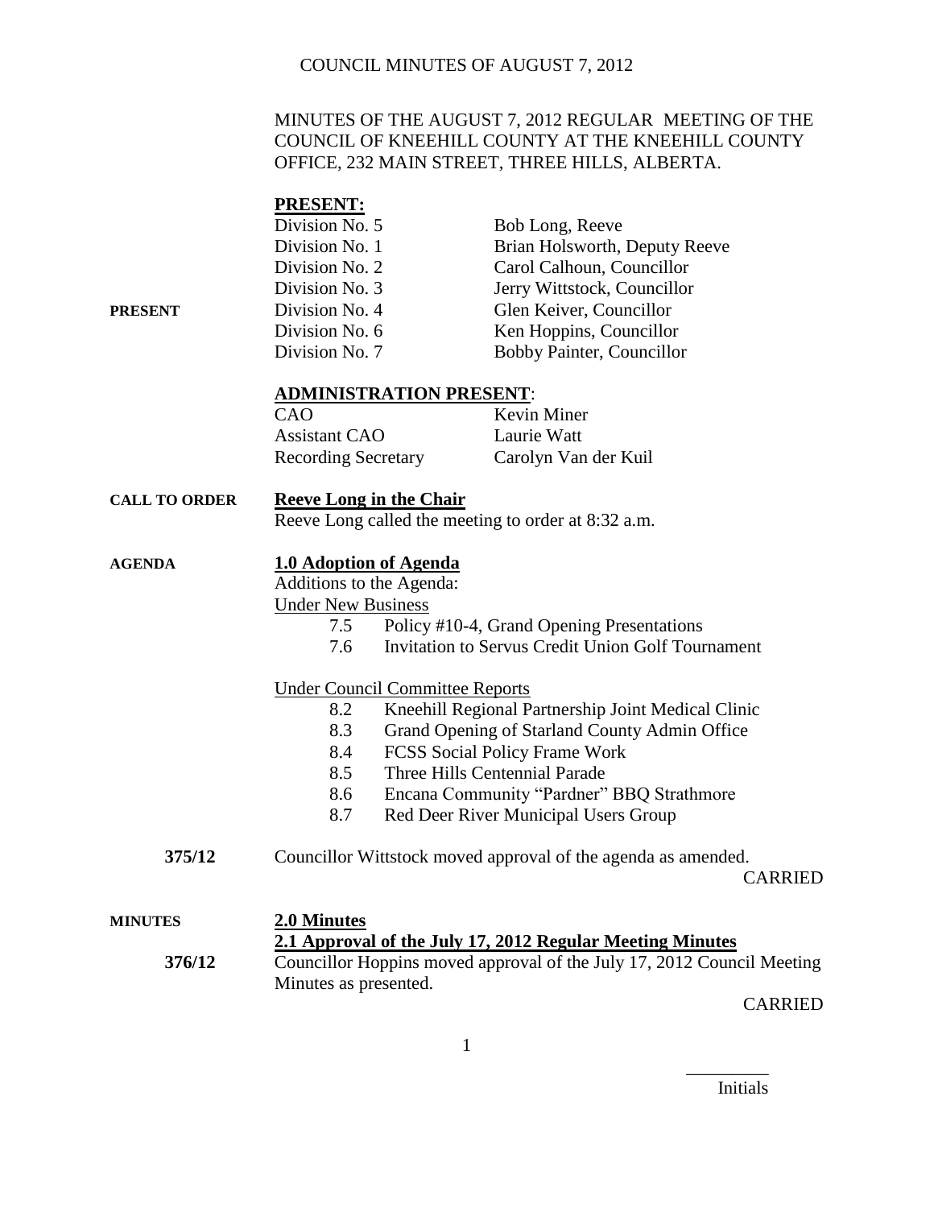# COUNCIL MINUTES OF AUGUST 7, 2012

MINUTES OF THE AUGUST 7, 2012 REGULAR MEETING OF THE COUNCIL OF KNEEHILL COUNTY AT THE KNEEHILL COUNTY OFFICE, 232 MAIN STREET, THREE HILLS, ALBERTA.

**PRESENT:**

**PRESENT**

| | |
|---|---|
| Division No. 5 | Bob Long, Reeve |
| Division No. 1 | Brian Holsworth, Deputy Reeve |
| Division No. 2 | Carol Calhoun, Councillor |
| Division No. 3 | Jerry Wittstock, Councillor |
| Division No. 4 | Glen Keiver, Councillor |
| Division No. 6 | Ken Hoppins, Councillor |
| Division No. 7 | Bobby Painter, Councillor |

**ADMINISTRATION PRESENT:**

| | |
|---|---|
| CAO | Kevin Miner |
| Assistant CAO | Laurie Watt |
| Recording Secretary | Carolyn Van der Kuil |

**CALL TO ORDER**

**Reeve Long in the Chair**

Reeve Long called the meeting to order at 8:32 a.m.

**AGENDA**

**1.0 Adoption of Agenda**

Additions to the Agenda:

Under New Business

- 7.5 Policy #10-4, Grand Opening Presentations
- 7.6 Invitation to Servus Credit Union Golf Tournament

Under Council Committee Reports

- 8.2 Kneehill Regional Partnership Joint Medical Clinic
- 8.3 Grand Opening of Starland County Admin Office
- 8.4 FCSS Social Policy Frame Work
- 8.5 Three Hills Centennial Parade
- 8.6 Encana Community "Pardner" BBQ Strathmore
- 8.7 Red Deer River Municipal Users Group

**375/12** Councillor Wittstock moved approval of the agenda as amended.

CARRIED

**MINUTES**

**2.0 Minutes**

**2.1 Approval of the July 17, 2012 Regular Meeting Minutes**

**376/12** Councillor Hoppins moved approval of the July 17, 2012 Council Meeting Minutes as presented.

CARRIED

_________
Initials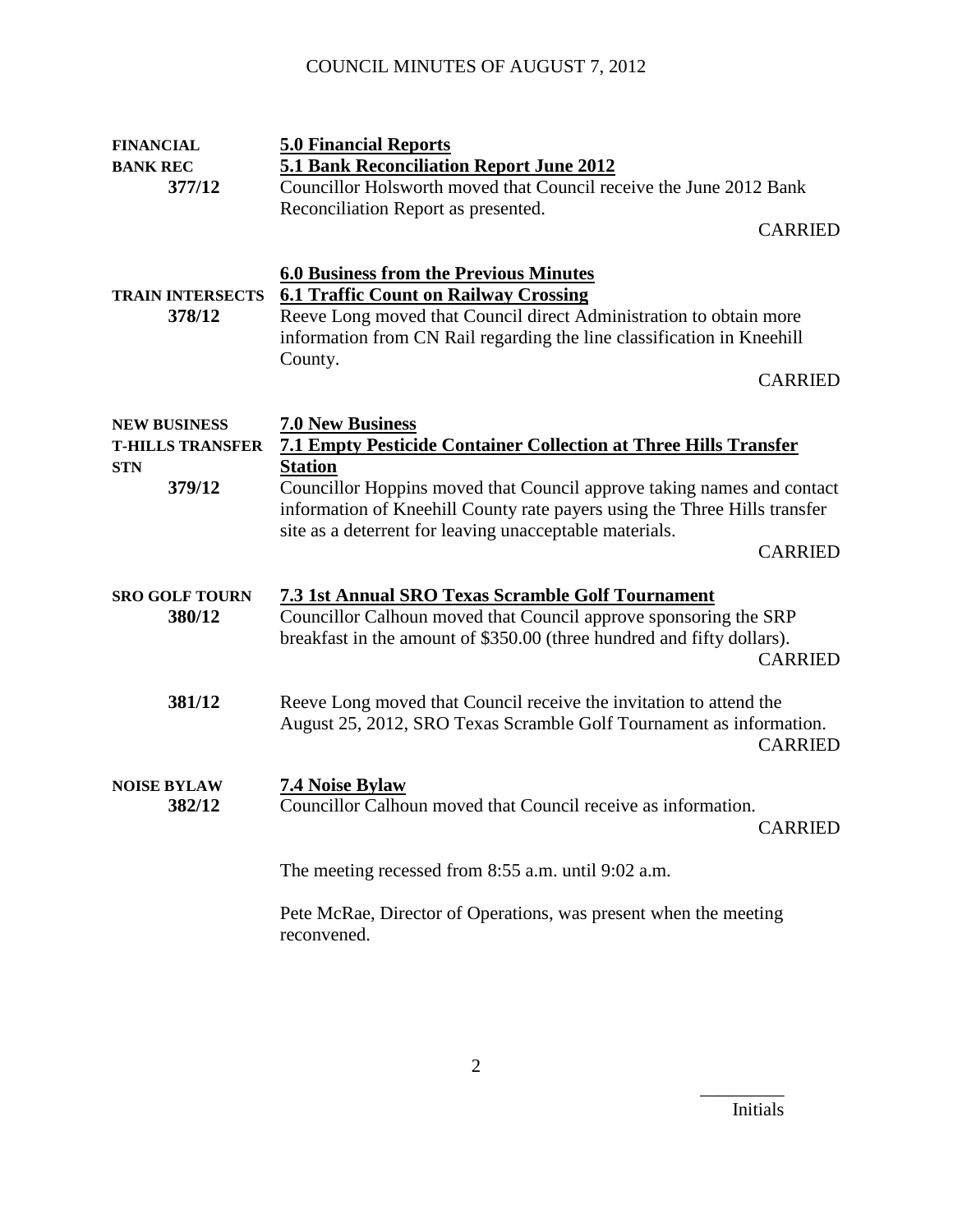| | |
|---|---|
| **FINANCIAL** | **5.0 Financial Reports** |
| **BANK REC** | **5.1 Bank Reconciliation Report June 2012** |
| **377/12** | Councillor Holsworth moved that Council receive the June 2012 Bank Reconciliation Report as presented. CARRIED |
| | **6.0 Business from the Previous Minutes** |
| **TRAIN INTERSECTS** | **6.1 Traffic Count on Railway Crossing** |
| **378/12** | Reeve Long moved that Council direct Administration to obtain more information from CN Rail regarding the line classification in Kneehill County. CARRIED |
| **NEW BUSINESS** | **7.0 New Business** |
| **T-HILLS TRANSFER STN** | **7.1 Empty Pesticide Container Collection at Three Hills Transfer Station** |
| **379/12** | Councillor Hoppins moved that Council approve taking names and contact information of Kneehill County rate payers using the Three Hills transfer site as a deterrent for leaving unacceptable materials. CARRIED |
| **SRO GOLF TOURN** | **7.3 1st Annual SRO Texas Scramble Golf Tournament** |
| **380/12** | Councillor Calhoun moved that Council approve sponsoring the SRP breakfast in the amount of $350.00 (three hundred and fifty dollars). CARRIED |
| **381/12** | Reeve Long moved that Council receive the invitation to attend the August 25, 2012, SRO Texas Scramble Golf Tournament as information. CARRIED |
| **NOISE BYLAW** | **7.4 Noise Bylaw** |
| **382/12** | Councillor Calhoun moved that Council receive as information. CARRIED |

The meeting recessed from 8:55 a.m. until 9:02 a.m.

Pete McRae, Director of Operations, was present when the meeting reconvened.

_________
Initials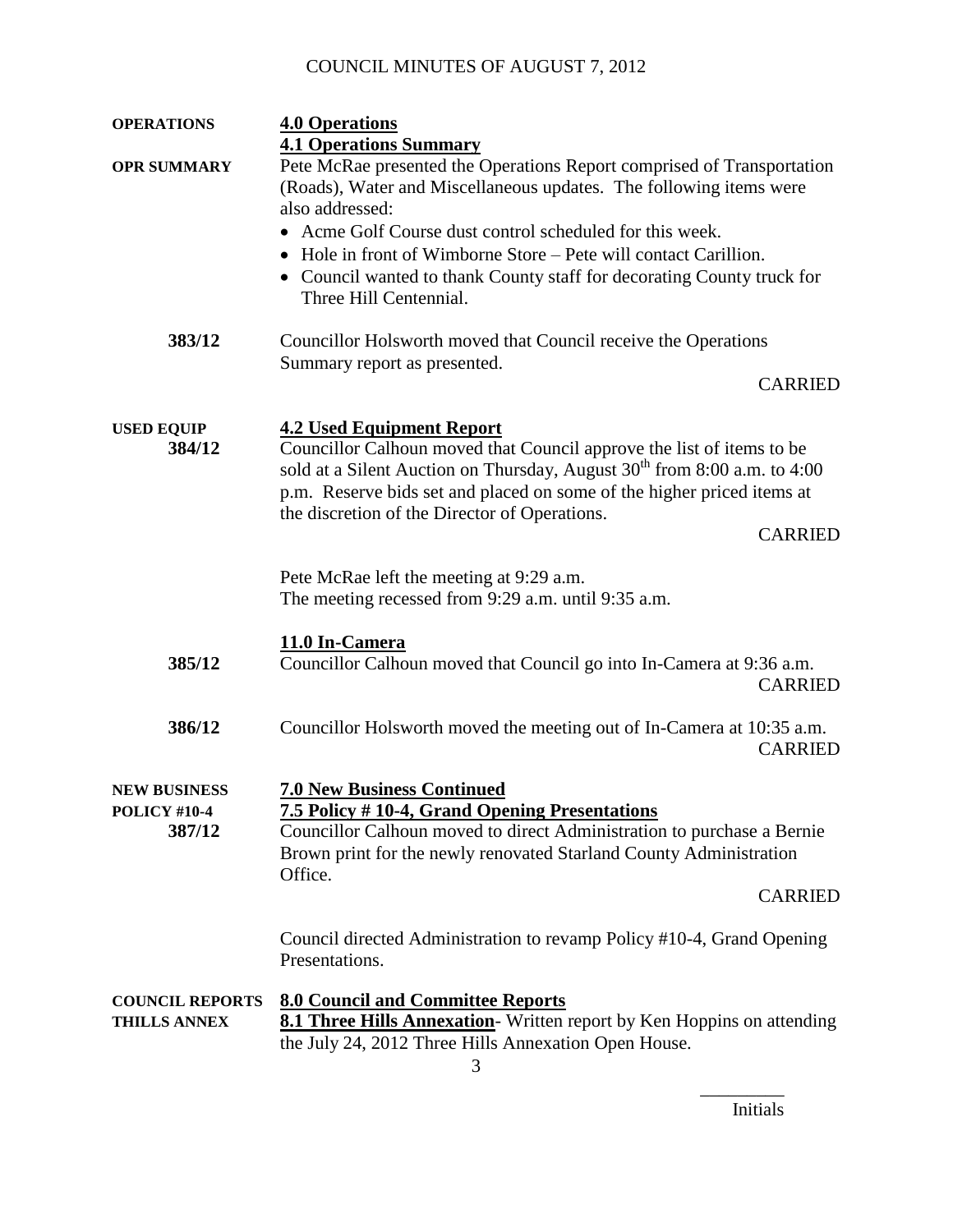COUNCIL MINUTES OF AUGUST 7, 2012

**OPERATIONS** — **4.0 Operations**

**4.1 Operations Summary**

**OPR SUMMARY** — Pete McRae presented the Operations Report comprised of Transportation (Roads), Water and Miscellaneous updates. The following items were also addressed:

- Acme Golf Course dust control scheduled for this week.
- Hole in front of Wimborne Store – Pete will contact Carillion.
- Council wanted to thank County staff for decorating County truck for Three Hill Centennial.

**383/12** — Councillor Holsworth moved that Council receive the Operations Summary report as presented.

CARRIED

**USED EQUIP** — **4.2 Used Equipment Report**

**384/12** — Councillor Calhoun moved that Council approve the list of items to be sold at a Silent Auction on Thursday, August 30th from 8:00 a.m. to 4:00 p.m. Reserve bids set and placed on some of the higher priced items at the discretion of the Director of Operations.

CARRIED

Pete McRae left the meeting at 9:29 a.m.
The meeting recessed from 9:29 a.m. until 9:35 a.m.

**11.0 In-Camera**

**385/12** — Councillor Calhoun moved that Council go into In-Camera at 9:36 a.m.

CARRIED

**386/12** — Councillor Holsworth moved the meeting out of In-Camera at 10:35 a.m.

CARRIED

**NEW BUSINESS** — **7.0 New Business Continued**

**POLICY #10-4** — **7.5 Policy # 10-4, Grand Opening Presentations**

**387/12** — Councillor Calhoun moved to direct Administration to purchase a Bernie Brown print for the newly renovated Starland County Administration Office.

CARRIED

Council directed Administration to revamp Policy #10-4, Grand Opening Presentations.

**COUNCIL REPORTS** — **8.0 Council and Committee Reports**

**THILLS ANNEX** — **8.1 Three Hills Annexation**- Written report by Ken Hoppins on attending the July 24, 2012 Three Hills Annexation Open House.

_________
Initials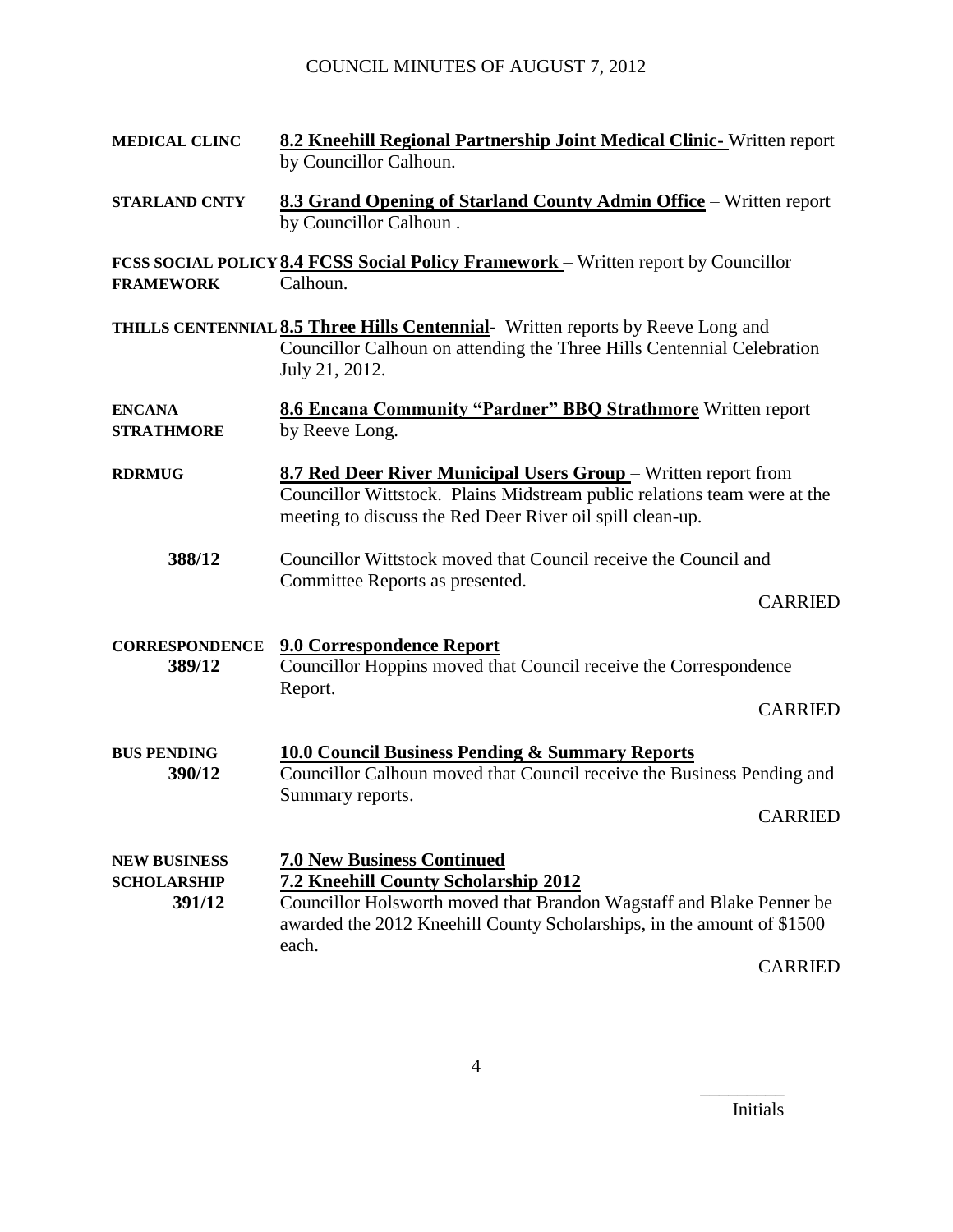**MEDICAL CLINC** **8.2 Kneehill Regional Partnership Joint Medical Clinic-** Written report by Councillor Calhoun.

**STARLAND CNTY** **8.3 Grand Opening of Starland County Admin Office** – Written report by Councillor Calhoun .

**FCSS SOCIAL POLICY FRAMEWORK** **8.4 FCSS Social Policy Framework** – Written report by Councillor Calhoun.

**THILLS CENTENNIAL** **8.5 Three Hills Centennial**- Written reports by Reeve Long and Councillor Calhoun on attending the Three Hills Centennial Celebration July 21, 2012.

**ENCANA STRATHMORE** **8.6 Encana Community "Pardner" BBQ Strathmore** Written report by Reeve Long.

**RDRMUG** **8.7 Red Deer River Municipal Users Group** – Written report from Councillor Wittstock. Plains Midstream public relations team were at the meeting to discuss the Red Deer River oil spill clean-up.

**388/12** Councillor Wittstock moved that Council receive the Council and Committee Reports as presented.

CARRIED

**CORRESPONDENCE** **9.0 Correspondence Report**

**389/12** Councillor Hoppins moved that Council receive the Correspondence Report.

CARRIED

**BUS PENDING** **10.0 Council Business Pending & Summary Reports**

**390/12** Councillor Calhoun moved that Council receive the Business Pending and Summary reports.

CARRIED

**NEW BUSINESS** **7.0 New Business Continued**

**SCHOLARSHIP** **7.2 Kneehill County Scholarship 2012**

**391/12** Councillor Holsworth moved that Brandon Wagstaff and Blake Penner be awarded the 2012 Kneehill County Scholarships, in the amount of $1500 each.

CARRIED

\_\_\_\_\_\_\_\_\_
Initials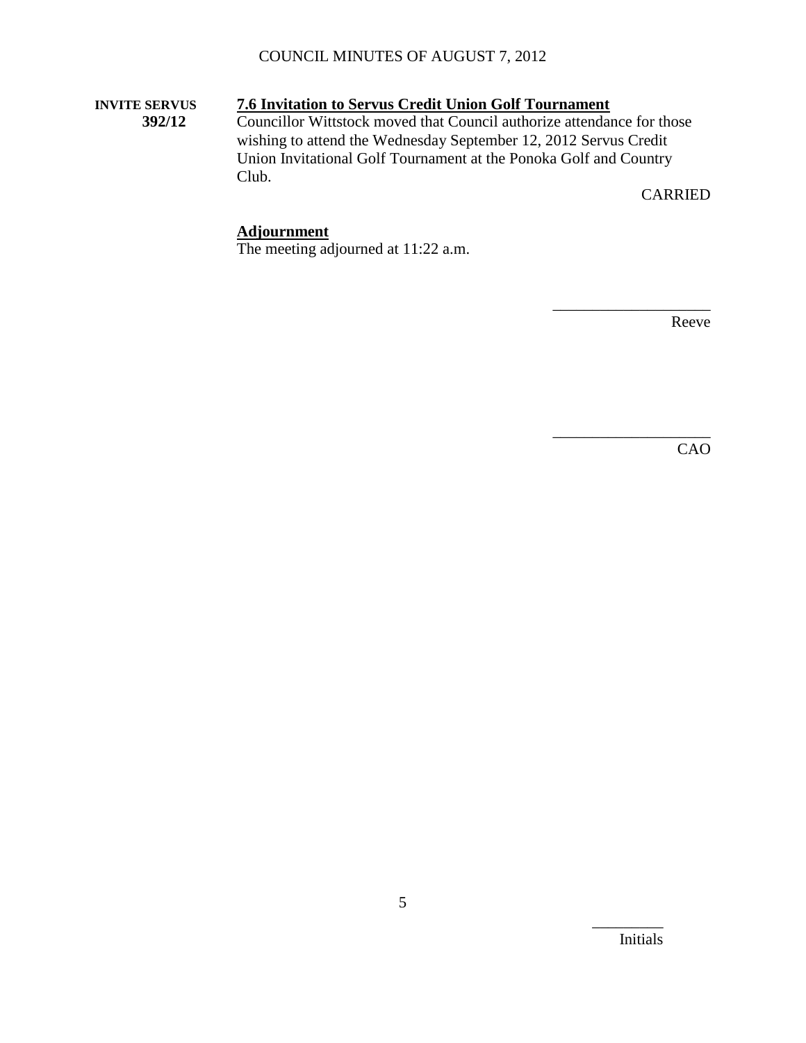**INVITE SERVUS**
**392/12**

**7.6 Invitation to Servus Credit Union Golf Tournament**

Councillor Wittstock moved that Council authorize attendance for those wishing to attend the Wednesday September 12, 2012 Servus Credit Union Invitational Golf Tournament at the Ponoka Golf and Country Club.

CARRIED

**Adjournment**

The meeting adjourned at 11:22 a.m.

____________________
Reeve

____________________
CAO

_________
Initials